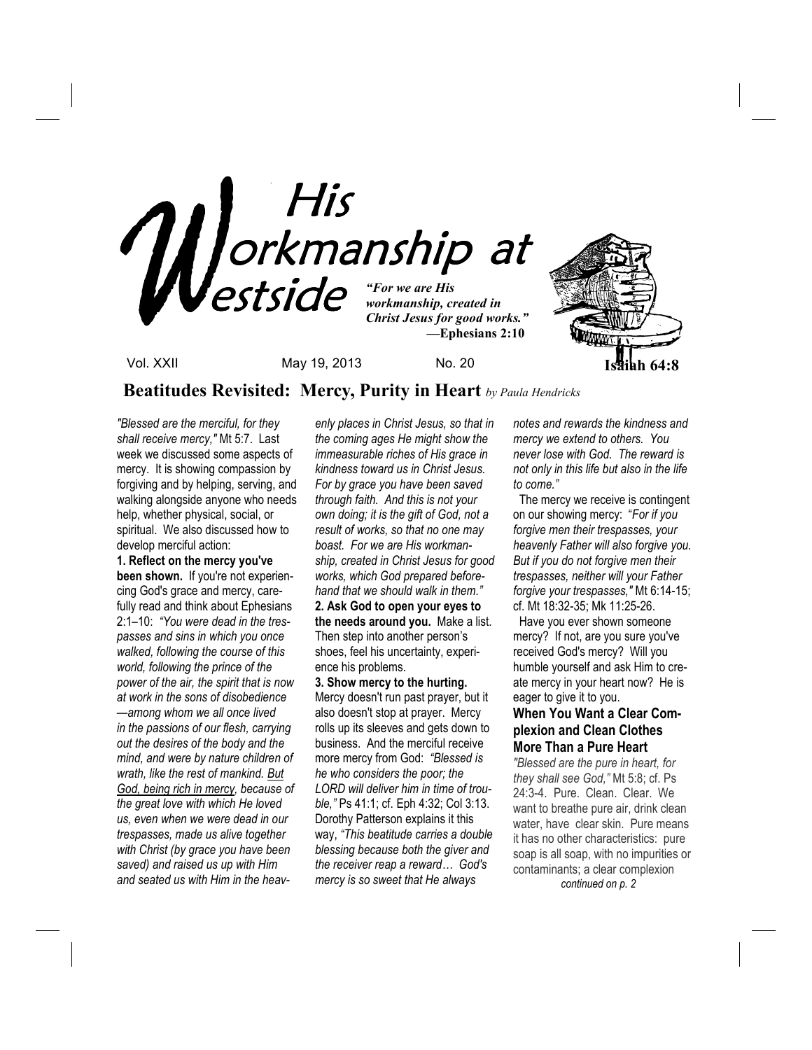# His Workmanship at Westside

*"For we are His workmanship, created in Christ Jesus for good works."* **—Ephesians 2:10**

**Isaiah 64:8**

Vol. XXII May 19, 2013 No. 20

## Beatitudes Revisited: Mercy, Purity in Heart *by Paula Hendricks*

*"Blessed are the merciful, for they shall receive mercy,"* Mt 5:7. Last week we discussed some aspects of mercy. It is showing compassion by forgiving and by helping, serving, and walking alongside anyone who needs help, whether physical, social, or spiritual. We also discussed how to develop merciful action:

**1. Reflect on the mercy you've been shown.** If you're not experiencing God's grace and mercy, carefully read and think about Ephesians 2:1–10: *"You were dead in the trespasses and sins in which you once walked, following the course of this world, following the prince of the power of the air, the spirit that is now at work in the sons of disobedience—among whom we all once lived in the passions of our flesh, carrying out the desires of the body and the mind, and were by nature children of wrath, like the rest of mankind. <u>But God, being rich in mercy</u>, because of the great love with which He loved us, even when we were dead in our trespasses, made us alive together with Christ (by grace you have been saved) and raised us up with Him and seated us with Him in the heavenly places in Christ Jesus, so that in the coming ages He might show the immeasurable riches of His grace in kindness toward us in Christ Jesus. For by grace you have been saved through faith. And this is not your own doing; it is the gift of God, not a result of works, so that no one may boast. For we are His workmanship, created in Christ Jesus for good works, which God prepared beforehand that we should walk in them."*

**2. Ask God to open your eyes to the needs around you.** Make a list. Then step into another person's shoes, feel his uncertainty, experience his problems.

**3. Show mercy to the hurting.** Mercy doesn't run past prayer, but it also doesn't stop at prayer. Mercy rolls up its sleeves and gets down to business. And the merciful receive more mercy from God: *"Blessed is he who considers the poor; the LORD will deliver him in time of trouble,"* Ps 41:1; cf. Eph 4:32; Col 3:13. Dorothy Patterson explains it this way, *"This beatitude carries a double blessing because both the giver and the receiver reap a reward… God's mercy is so sweet that He always notes and rewards the kindness and mercy we extend to others. You never lose with God. The reward is not only in this life but also in the life to come."*

The mercy we receive is contingent on our showing mercy: "*For if you forgive men their trespasses, your heavenly Father will also forgive you. But if you do not forgive men their trespasses, neither will your Father forgive your trespasses,"* Mt 6:14-15; cf. Mt 18:32-35; Mk 11:25-26.

Have you ever shown someone mercy? If not, are you sure you've received God's mercy? Will you humble yourself and ask Him to create mercy in your heart now? He is eager to give it to you.

### When You Want a Clear Complexion and Clean Clothes More Than a Pure Heart

*"Blessed are the pure in heart, for they shall see God,"* Mt 5:8; cf. Ps 24:3-4. Pure. Clean. Clear. We want to breathe pure air, drink clean water, have clear skin. Pure means it has no other characteristics: pure soap is all soap, with no impurities or contaminants; a clear complexion

*continued on p. 2*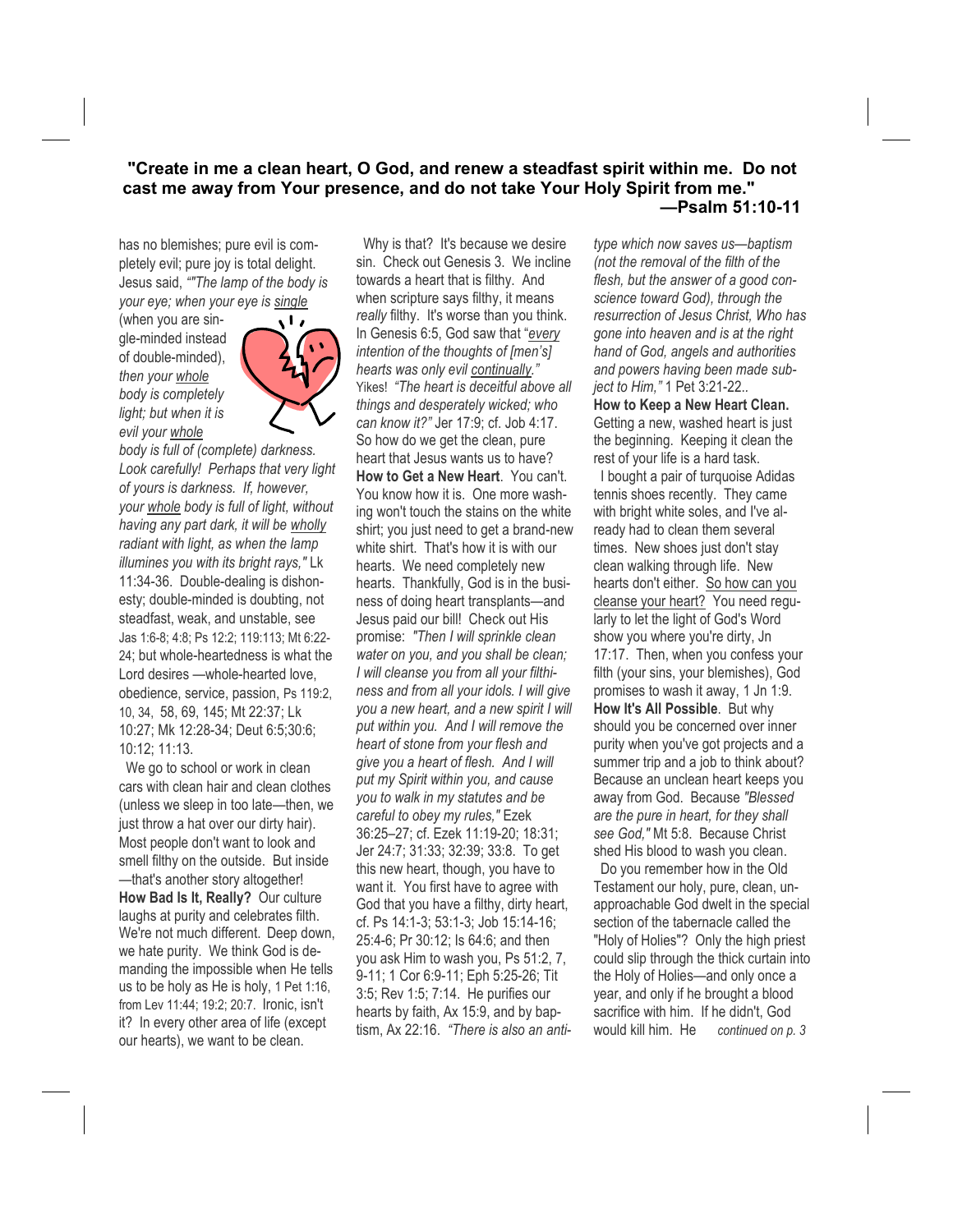**"Create in me a clean heart, O God, and renew a steadfast spirit within me. Do not cast me away from Your presence, and do not take Your Holy Spirit from me." —Psalm 51:10-11**

has no blemishes; pure evil is completely evil; pure joy is total delight. Jesus said, *""The lamp of the body is your eye; when your eye is single* (when you are single-minded instead of double-minded), *then your whole body is completely light; but when it is evil your whole body is full of (complete) darkness. Look carefully! Perhaps that very light of yours is darkness. If, however, your whole body is full of light, without having any part dark, it will be wholly radiant with light, as when the lamp illumines you with its bright rays,"* Lk 11:34-36. Double-dealing is dishonesty; double-minded is doubting, not steadfast, weak, and unstable, see Jas 1:6-8; 4:8; Ps 12:2; 119:113; Mt 6:22-24; but whole-heartedness is what the Lord desires —whole-hearted love, obedience, service, passion, Ps 119:2, 10, 34, 58, 69, 145; Mt 22:37; Lk 10:27; Mk 12:28-34; Deut 6:5;30:6; 10:12; 11:13.

We go to school or work in clean cars with clean hair and clean clothes (unless we sleep in too late—then, we just throw a hat over our dirty hair). Most people don't want to look and smell filthy on the outside. But inside —that's another story altogether!

**How Bad Is It, Really?** Our culture laughs at purity and celebrates filth. We're not much different. Deep down, we hate purity. We think God is demanding the impossible when He tells us to be holy as He is holy, 1 Pet 1:16, from Lev 11:44; 19:2; 20:7. Ironic, isn't it? In every other area of life (except our hearts), we want to be clean.

Why is that? It's because we desire sin. Check out Genesis 3. We incline towards a heart that is filthy. And when scripture says filthy, it means *really* filthy. It's worse than you think. In Genesis 6:5, God saw that "*every intention of the thoughts of [men's] hearts was only evil continually."* Yikes! *"The heart is deceitful above all things and desperately wicked; who can know it?"* Jer 17:9; cf. Job 4:17. So how do we get the clean, pure heart that Jesus wants us to have?

**How to Get a New Heart**. You can't. You know how it is. One more washing won't touch the stains on the white shirt; you just need to get a brand-new white shirt. That's how it is with our hearts. We need completely new hearts. Thankfully, God is in the business of doing heart transplants—and Jesus paid our bill! Check out His promise: *"Then I will sprinkle clean water on you, and you shall be clean; I will cleanse you from all your filthiness and from all your idols. I will give you a new heart, and a new spirit I will put within you. And I will remove the heart of stone from your flesh and give you a heart of flesh. And I will put my Spirit within you, and cause you to walk in my statutes and be careful to obey my rules,"* Ezek 36:25–27; cf. Ezek 11:19-20; 18:31; Jer 24:7; 31:33; 32:39; 33:8. To get this new heart, though, you have to want it. You first have to agree with God that you have a filthy, dirty heart, cf. Ps 14:1-3; 53:1-3; Job 15:14-16; 25:4-6; Pr 30:12; Is 64:6; and then you ask Him to wash you, Ps 51:2, 7, 9-11; 1 Cor 6:9-11; Eph 5:25-26; Tit 3:5; Rev 1:5; 7:14. He purifies our hearts by faith, Ax 15:9, and by baptism, Ax 22:16. *"There is also an antitype which now saves us—baptism (not the removal of the filth of the flesh, but the answer of a good conscience toward God), through the resurrection of Jesus Christ, Who has gone into heaven and is at the right hand of God, angels and authorities and powers having been made subject to Him,"* 1 Pet 3:21-22..

**How to Keep a New Heart Clean.** Getting a new, washed heart is just the beginning. Keeping it clean the rest of your life is a hard task.

I bought a pair of turquoise Adidas tennis shoes recently. They came with bright white soles, and I've already had to clean them several times. New shoes just don't stay clean walking through life. New hearts don't either. So how can you cleanse your heart? You need regularly to let the light of God's Word show you where you're dirty, Jn 17:17. Then, when you confess your filth (your sins, your blemishes), God promises to wash it away, 1 Jn 1:9.

**How It's All Possible**. But why should you be concerned over inner purity when you've got projects and a summer trip and a job to think about? Because an unclean heart keeps you away from God. Because *"Blessed are the pure in heart, for they shall see God,"* Mt 5:8. Because Christ shed His blood to wash you clean.

Do you remember how in the Old Testament our holy, pure, clean, unapproachable God dwelt in the special section of the tabernacle called the "Holy of Holies"? Only the high priest could slip through the thick curtain into the Holy of Holies—and only once a year, and only if he brought a blood sacrifice with him. If he didn't, God would kill him. He *continued on p. 3*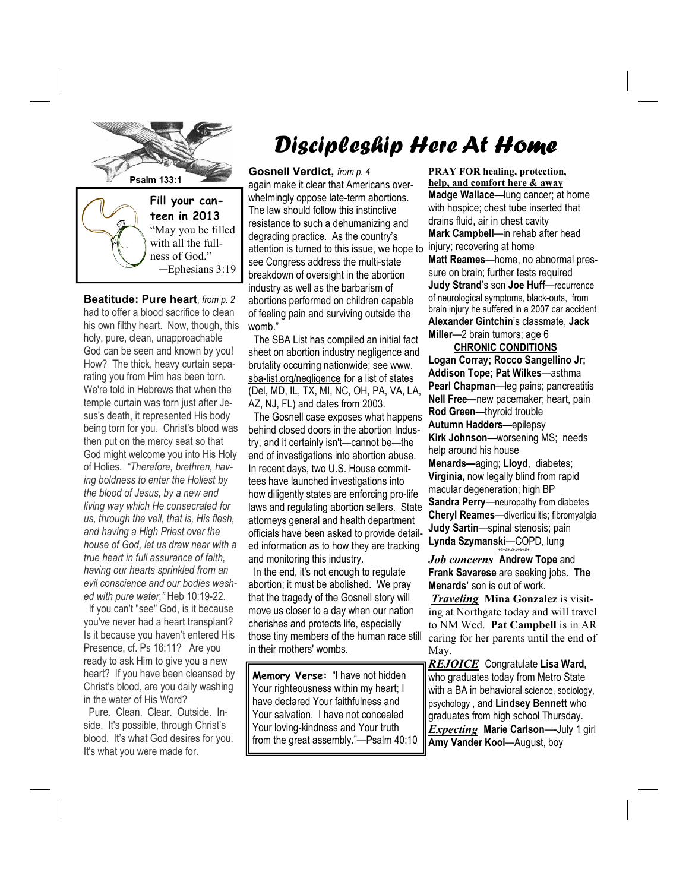Psalm 133:1

**Fill your canteen in 2013**

"May you be filled with all the fullness of God."
—Ephesians 3:19

**Beatitude: Pure heart**, *from p. 2*

had to offer a blood sacrifice to clean his own filthy heart. Now, though, this holy, pure, clean, unapproachable God can be seen and known by you! How? The thick, heavy curtain separating you from Him has been torn. We're told in Hebrews that when the temple curtain was torn just after Jesus's death, it represented His body being torn for you. Christ's blood was then put on the mercy seat so that God might welcome you into His Holy of Holies. *"Therefore, brethren, having boldness to enter the Holiest by the blood of Jesus, by a new and living way which He consecrated for us, through the veil, that is, His flesh, and having a High Priest over the house of God, let us draw near with a true heart in full assurance of faith, having our hearts sprinkled from an evil conscience and our bodies washed with pure water,"* Heb 10:19-22.

If you can't "see" God, is it because you've never had a heart transplant? Is it because you haven't entered His Presence, cf. Ps 16:11? Are you ready to ask Him to give you a new heart? If you have been cleansed by Christ's blood, are you daily washing in the water of His Word?

Pure. Clean. Clear. Outside. Inside. It's possible, through Christ's blood. It's what God desires for you. It's what you were made for.

# *Discipleship Here At Home*

**Gosnell Verdict,** *from p. 4*

again make it clear that Americans overwhelmingly oppose late-term abortions. The law should follow this instinctive resistance to such a dehumanizing and degrading practice. As the country's attention is turned to this issue, we hope to see Congress address the multi-state breakdown of oversight in the abortion industry as well as the barbarism of abortions performed on children capable of feeling pain and surviving outside the womb."

The SBA List has compiled an initial fact sheet on abortion industry negligence and brutality occurring nationwide; see www.sba-list.org/negligence for a list of states (Del, MD, IL, TX, MI, NC, OH, PA, VA, LA, AZ, NJ, FL) and dates from 2003.

The Gosnell case exposes what happens behind closed doors in the abortion Industry, and it certainly isn't—cannot be—the end of investigations into abortion abuse. In recent days, two U.S. House committees have launched investigations into how diligently states are enforcing pro-life laws and regulating abortion sellers. State attorneys general and health department officials have been asked to provide detailed information as to how they are tracking and monitoring this industry.

In the end, it's not enough to regulate abortion; it must be abolished. We pray that the tragedy of the Gosnell story will move us closer to a day when our nation cherishes and protects life, especially those tiny members of the human race still in their mothers' wombs.

**Memory Verse:** "I have not hidden Your righteousness within my heart; I have declared Your faithfulness and Your salvation. I have not concealed Your loving-kindness and Your truth from the great assembly."—Psalm 40:10

**PRAY FOR healing, protection, help, and comfort here & away**

**Madge Wallace—**lung cancer; at home with hospice; chest tube inserted that drains fluid, air in chest cavity
**Mark Campbell**—in rehab after head injury; recovering at home
**Matt Reames**—home, no abnormal pressure on brain; further tests required
**Judy Strand**'s son **Joe Huff**—recurrence of neurological symptoms, black-outs, from brain injury he suffered in a 2007 car accident
**Alexander Gintchin**'s classmate, **Jack Miller**—2 brain tumors; age 6

**CHRONIC CONDITIONS**

**Logan Corray; Rocco Sangellino Jr; Addison Tope; Pat Wilkes**—asthma
**Pearl Chapman**—leg pains; pancreatitis
**Nell Free—**new pacemaker; heart, pain
**Rod Green—**thyroid trouble
**Autumn Hadders—**epilepsy
**Kirk Johnson—**worsening MS; needs help around his house
**Menards—**aging; **Lloyd**, diabetes; **Virginia,** now legally blind from rapid macular degeneration; high BP
**Sandra Perry**—neuropathy from diabetes
**Cheryl Reames**—diverticulitis; fibromyalgia
**Judy Sartin**—spinal stenosis; pain
**Lynda Szymanski**—COPD, lung

***Job concerns*** **Andrew Tope** and **Frank Savarese** are seeking jobs. **The Menards'** son is out of work.

***Traveling*** **Mina Gonzalez** is visiting at Northgate today and will travel to NM Wed. **Pat Campbell** is in AR caring for her parents until the end of May.

***REJOICE*** Congratulate **Lisa Ward,** who graduates today from Metro State with a BA in behavioral science, sociology, psychology , and **Lindsey Bennett** who graduates from high school Thursday.

***Expecting*** **Marie Carlson**—-July 1 girl
**Amy Vander Kooi**—August, boy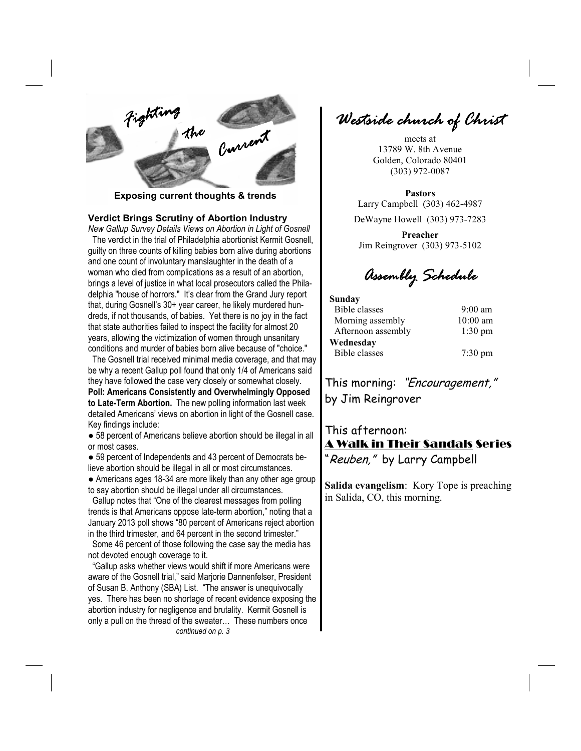# Fighting the Current

**Exposing current thoughts & trends**

### Verdict Brings Scrutiny of Abortion Industry

*New Gallup Survey Details Views on Abortion in Light of Gosnell*

The verdict in the trial of Philadelphia abortionist Kermit Gosnell, guilty on three counts of killing babies born alive during abortions and one count of involuntary manslaughter in the death of a woman who died from complications as a result of an abortion, brings a level of justice in what local prosecutors called the Philadelphia "house of horrors." It's clear from the Grand Jury report that, during Gosnell's 30+ year career, he likely murdered hundreds, if not thousands, of babies. Yet there is no joy in the fact that state authorities failed to inspect the facility for almost 20 years, allowing the victimization of women through unsanitary conditions and murder of babies born alive because of "choice."

The Gosnell trial received minimal media coverage, and that may be why a recent Gallup poll found that only 1/4 of Americans said they have followed the case very closely or somewhat closely.

**Poll: Americans Consistently and Overwhelmingly Opposed to Late-Term Abortion.** The new polling information last week detailed Americans' views on abortion in light of the Gosnell case. Key findings include:

- 58 percent of Americans believe abortion should be illegal in all or most cases.
- 59 percent of Independents and 43 percent of Democrats believe abortion should be illegal in all or most circumstances.
- Americans ages 18-34 are more likely than any other age group to say abortion should be illegal under all circumstances.

Gallup notes that "One of the clearest messages from polling trends is that Americans oppose late-term abortion," noting that a January 2013 poll shows "80 percent of Americans reject abortion in the third trimester, and 64 percent in the second trimester."

Some 46 percent of those following the case say the media has not devoted enough coverage to it.

"Gallup asks whether views would shift if more Americans were aware of the Gosnell trial," said Marjorie Dannenfelser, President of Susan B. Anthony (SBA) List. "The answer is unequivocally yes. There has been no shortage of recent evidence exposing the abortion industry for negligence and brutality. Kermit Gosnell is only a pull on the thread of the sweater… These numbers once

*continued on p. 3*

# Westside church of Christ

meets at
13789 W. 8th Avenue
Golden, Colorado 80401
(303) 972-0087

**Pastors**
Larry Campbell (303) 462-4987
DeWayne Howell (303) 973-7283

**Preacher**
Jim Reingrover (303) 973-5102

## Assembly Schedule

| | |
|---|---|
| **Sunday** | |
| Bible classes | 9:00 am |
| Morning assembly | 10:00 am |
| Afternoon assembly | 1:30 pm |
| **Wednesday** | |
| Bible classes | 7:30 pm |

This morning: *"Encouragement,"* by Jim Reingrover

This afternoon:
**A Walk in Their Sandals Series**
"*Reuben,"* by Larry Campbell

**Salida evangelism**: Kory Tope is preaching in Salida, CO, this morning.